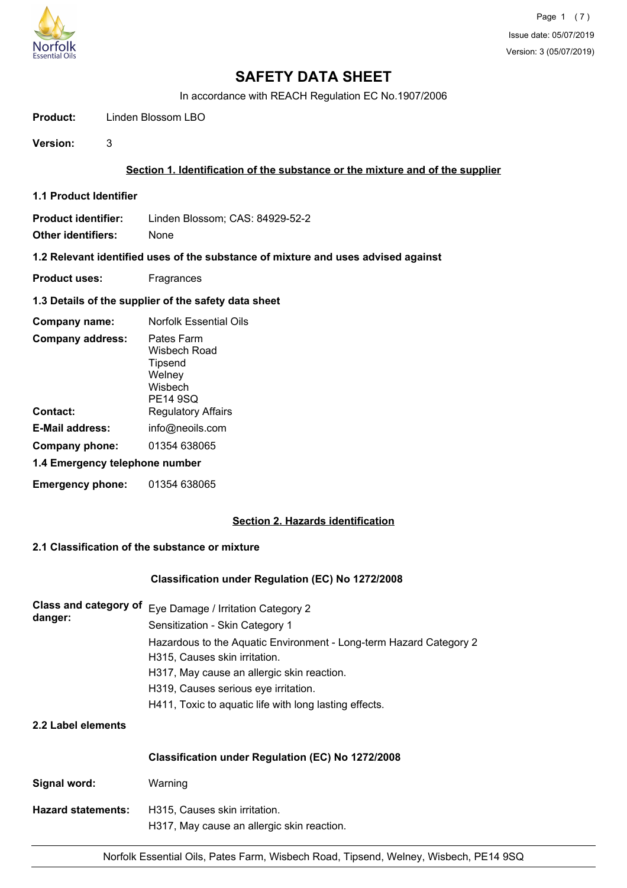# SAFETY DATA SHEET

In accordance with REACH Regulation EC No.1907/2006

**Product:** Linden Blossom LBO

**Version:** 3

## Section 1. Identification of the substance or the mixture and of the supplier

### 1.1 Product Identifier

**Product identifier:** Linden Blossom; CAS: 84929-52-2

**Other identifiers:** None

### 1.2 Relevant identified uses of the substance of mixture and uses advised against

**Product uses:** Fragrances

### 1.3 Details of the supplier of the safety data sheet

**Company name:** Norfolk Essential Oils

**Company address:** Pates Farm
Wisbech Road
Tipsend
Welney
Wisbech
PE14 9SQ

**Contact:** Regulatory Affairs

**E-Mail address:** info@neoils.com

**Company phone:** 01354 638065

### 1.4 Emergency telephone number

**Emergency phone:** 01354 638065

## Section 2. Hazards identification

### 2.1 Classification of the substance or mixture

**Classification under Regulation (EC) No 1272/2008**

**Class and category of danger:**
Eye Damage / Irritation Category 2
Sensitization - Skin Category 1
Hazardous to the Aquatic Environment - Long-term Hazard Category 2
H315, Causes skin irritation.
H317, May cause an allergic skin reaction.
H319, Causes serious eye irritation.
H411, Toxic to aquatic life with long lasting effects.

### 2.2 Label elements

**Classification under Regulation (EC) No 1272/2008**

**Signal word:** Warning

**Hazard statements:**
H315, Causes skin irritation.
H317, May cause an allergic skin reaction.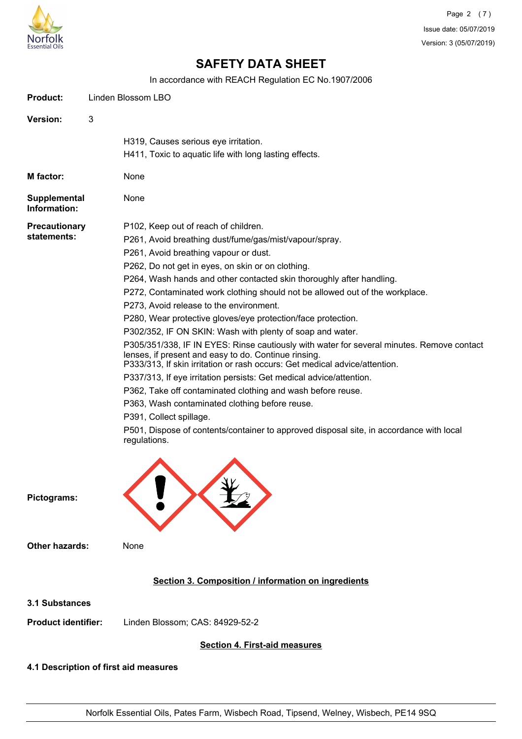# SAFETY DATA SHEET

In accordance with REACH Regulation EC No.1907/2006

**Product:** Linden Blossom LBO

**Version:** 3

H319, Causes serious eye irritation.
H411, Toxic to aquatic life with long lasting effects.

**M factor:** None

**Supplemental Information:** None

**Precautionary statements:**

P102, Keep out of reach of children.
P261, Avoid breathing dust/fume/gas/mist/vapour/spray.
P261, Avoid breathing vapour or dust.
P262, Do not get in eyes, on skin or on clothing.
P264, Wash hands and other contacted skin thoroughly after handling.
P272, Contaminated work clothing should not be allowed out of the workplace.
P273, Avoid release to the environment.
P280, Wear protective gloves/eye protection/face protection.
P302/352, IF ON SKIN: Wash with plenty of soap and water.
P305/351/338, IF IN EYES: Rinse cautiously with water for several minutes. Remove contact lenses, if present and easy to do. Continue rinsing.
P333/313, If skin irritation or rash occurs: Get medical advice/attention.
P337/313, If eye irritation persists: Get medical advice/attention.
P362, Take off contaminated clothing and wash before reuse.
P363, Wash contaminated clothing before reuse.
P391, Collect spillage.
P501, Dispose of contents/container to approved disposal site, in accordance with local regulations.

**Pictograms:**

**Other hazards:** None

## Section 3. Composition / information on ingredients

### 3.1 Substances

**Product identifier:** Linden Blossom; CAS: 84929-52-2

## Section 4. First-aid measures

### 4.1 Description of first aid measures

Norfolk Essential Oils, Pates Farm, Wisbech Road, Tipsend, Welney, Wisbech, PE14 9SQ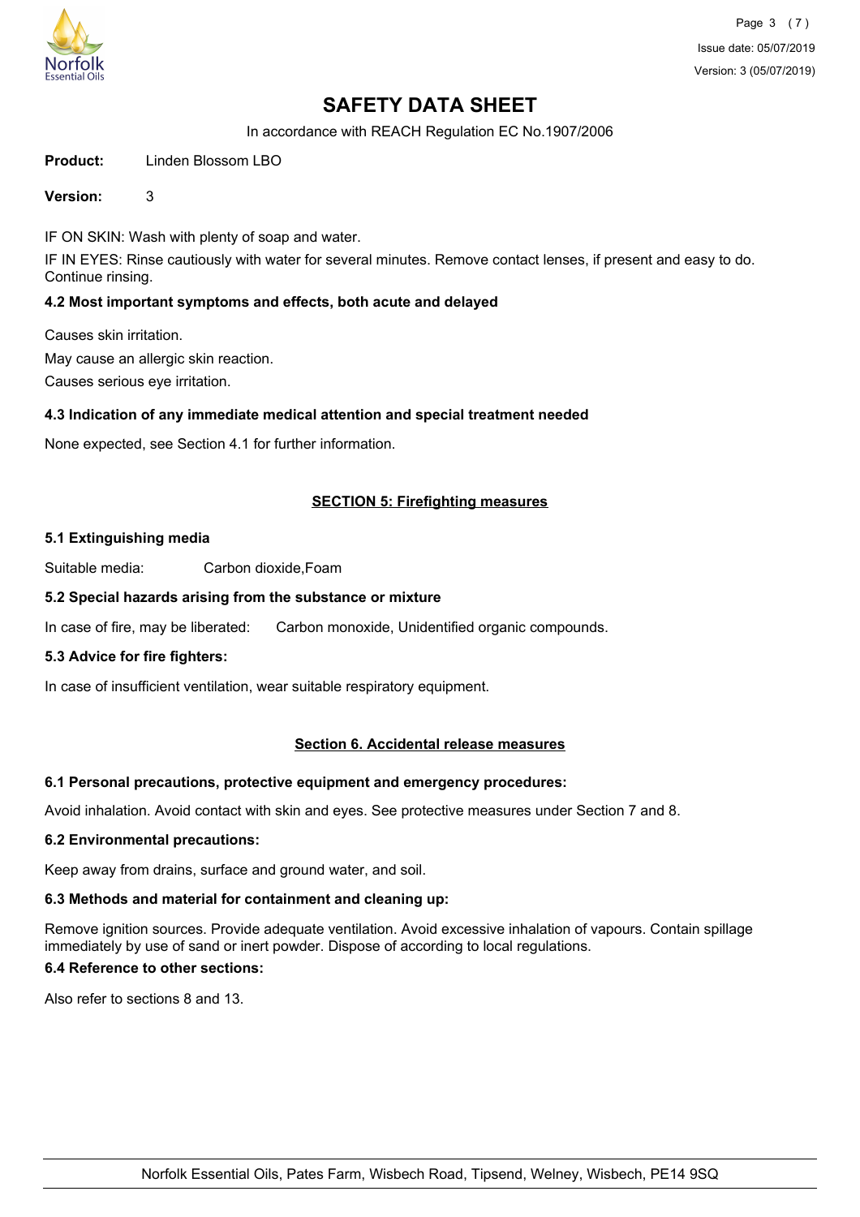# SAFETY DATA SHEET

In accordance with REACH Regulation EC No.1907/2006

**Product:** Linden Blossom LBO

**Version:** 3

IF ON SKIN: Wash with plenty of soap and water.

IF IN EYES: Rinse cautiously with water for several minutes. Remove contact lenses, if present and easy to do. Continue rinsing.

### 4.2 Most important symptoms and effects, both acute and delayed

Causes skin irritation.

May cause an allergic skin reaction.

Causes serious eye irritation.

### 4.3 Indication of any immediate medical attention and special treatment needed

None expected, see Section 4.1 for further information.

## SECTION 5: Firefighting measures

### 5.1 Extinguishing media

Suitable media: Carbon dioxide,Foam

### 5.2 Special hazards arising from the substance or mixture

In case of fire, may be liberated: Carbon monoxide, Unidentified organic compounds.

### 5.3 Advice for fire fighters:

In case of insufficient ventilation, wear suitable respiratory equipment.

## Section 6. Accidental release measures

### 6.1 Personal precautions, protective equipment and emergency procedures:

Avoid inhalation. Avoid contact with skin and eyes. See protective measures under Section 7 and 8.

### 6.2 Environmental precautions:

Keep away from drains, surface and ground water, and soil.

### 6.3 Methods and material for containment and cleaning up:

Remove ignition sources. Provide adequate ventilation. Avoid excessive inhalation of vapours. Contain spillage immediately by use of sand or inert powder. Dispose of according to local regulations.

### 6.4 Reference to other sections:

Also refer to sections 8 and 13.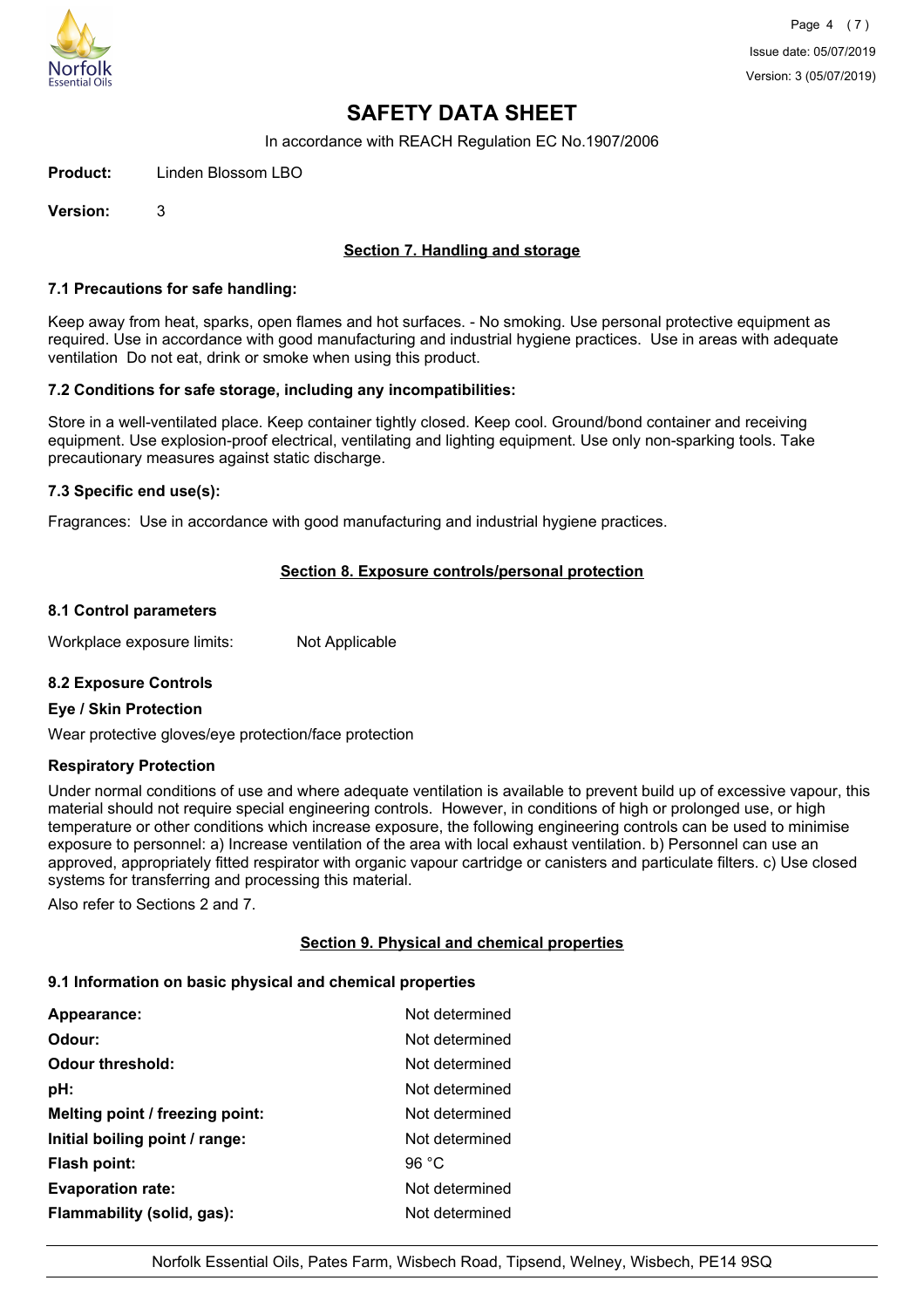# SAFETY DATA SHEET

In accordance with REACH Regulation EC No.1907/2006

**Product:** Linden Blossom LBO

**Version:** 3

## Section 7. Handling and storage

### 7.1 Precautions for safe handling:

Keep away from heat, sparks, open flames and hot surfaces. - No smoking. Use personal protective equipment as required. Use in accordance with good manufacturing and industrial hygiene practices. Use in areas with adequate ventilation Do not eat, drink or smoke when using this product.

### 7.2 Conditions for safe storage, including any incompatibilities:

Store in a well-ventilated place. Keep container tightly closed. Keep cool. Ground/bond container and receiving equipment. Use explosion-proof electrical, ventilating and lighting equipment. Use only non-sparking tools. Take precautionary measures against static discharge.

### 7.3 Specific end use(s):

Fragrances: Use in accordance with good manufacturing and industrial hygiene practices.

## Section 8. Exposure controls/personal protection

### 8.1 Control parameters

Workplace exposure limits: Not Applicable

### 8.2 Exposure Controls

**Eye / Skin Protection**

Wear protective gloves/eye protection/face protection

**Respiratory Protection**

Under normal conditions of use and where adequate ventilation is available to prevent build up of excessive vapour, this material should not require special engineering controls. However, in conditions of high or prolonged use, or high temperature or other conditions which increase exposure, the following engineering controls can be used to minimise exposure to personnel: a) Increase ventilation of the area with local exhaust ventilation. b) Personnel can use an approved, appropriately fitted respirator with organic vapour cartridge or canisters and particulate filters. c) Use closed systems for transferring and processing this material.

Also refer to Sections 2 and 7.

## Section 9. Physical and chemical properties

### 9.1 Information on basic physical and chemical properties

| | |
|---|---|
| **Appearance:** | Not determined |
| **Odour:** | Not determined |
| **Odour threshold:** | Not determined |
| **pH:** | Not determined |
| **Melting point / freezing point:** | Not determined |
| **Initial boiling point / range:** | Not determined |
| **Flash point:** | 96 °C |
| **Evaporation rate:** | Not determined |
| **Flammability (solid, gas):** | Not determined |

Norfolk Essential Oils, Pates Farm, Wisbech Road, Tipsend, Welney, Wisbech, PE14 9SQ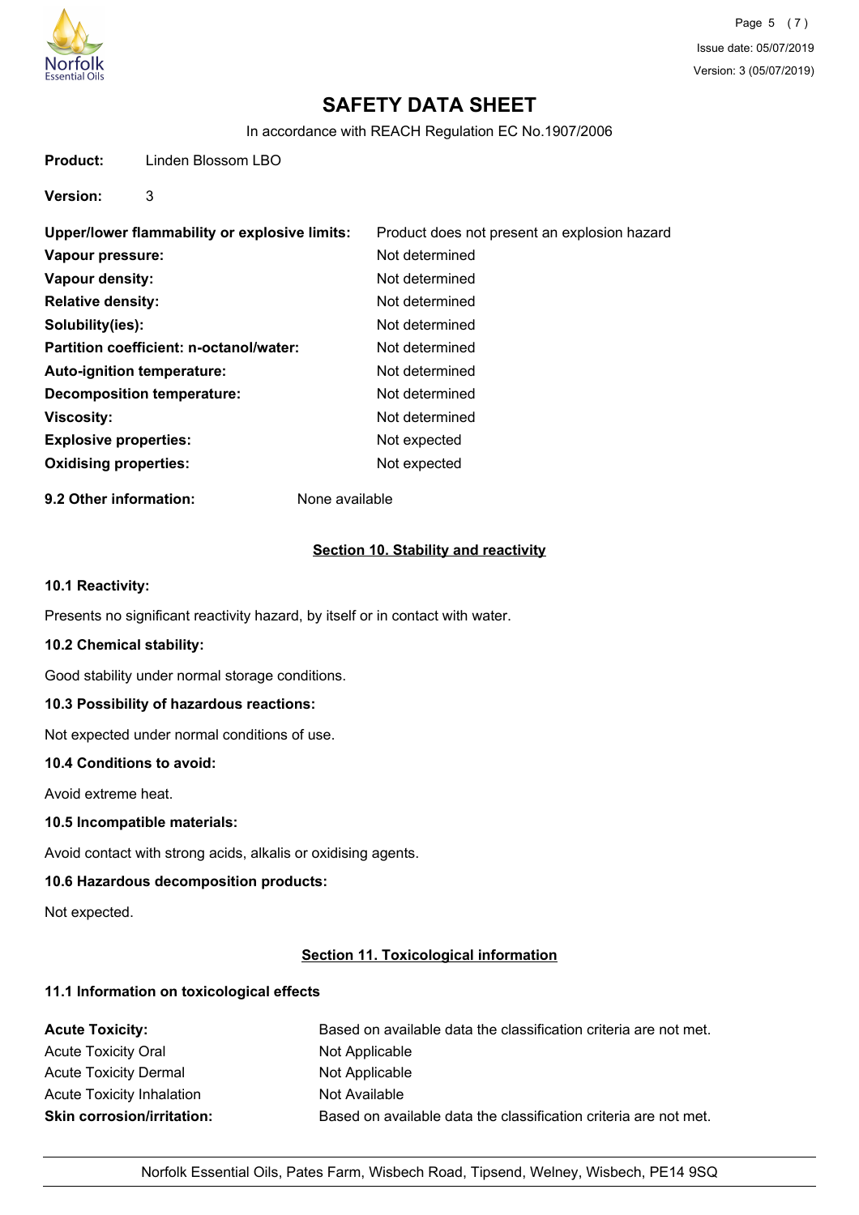**Product:** Linden Blossom LBO

**Version:** 3

| | |
|---|---|
| **Upper/lower flammability or explosive limits:** | Product does not present an explosion hazard |
| **Vapour pressure:** | Not determined |
| **Vapour density:** | Not determined |
| **Relative density:** | Not determined |
| **Solubility(ies):** | Not determined |
| **Partition coefficient: n-octanol/water:** | Not determined |
| **Auto-ignition temperature:** | Not determined |
| **Decomposition temperature:** | Not determined |
| **Viscosity:** | Not determined |
| **Explosive properties:** | Not expected |
| **Oxidising properties:** | Not expected |

**9.2 Other information:** None available

## Section 10. Stability and reactivity

**10.1 Reactivity:**

Presents no significant reactivity hazard, by itself or in contact with water.

**10.2 Chemical stability:**

Good stability under normal storage conditions.

**10.3 Possibility of hazardous reactions:**

Not expected under normal conditions of use.

**10.4 Conditions to avoid:**

Avoid extreme heat.

**10.5 Incompatible materials:**

Avoid contact with strong acids, alkalis or oxidising agents.

**10.6 Hazardous decomposition products:**

Not expected.

## Section 11. Toxicological information

**11.1 Information on toxicological effects**

| | |
|---|---|
| **Acute Toxicity:** | Based on available data the classification criteria are not met. |
| Acute Toxicity Oral | Not Applicable |
| Acute Toxicity Dermal | Not Applicable |
| Acute Toxicity Inhalation | Not Available |
| **Skin corrosion/irritation:** | Based on available data the classification criteria are not met. |

Norfolk Essential Oils, Pates Farm, Wisbech Road, Tipsend, Welney, Wisbech, PE14 9SQ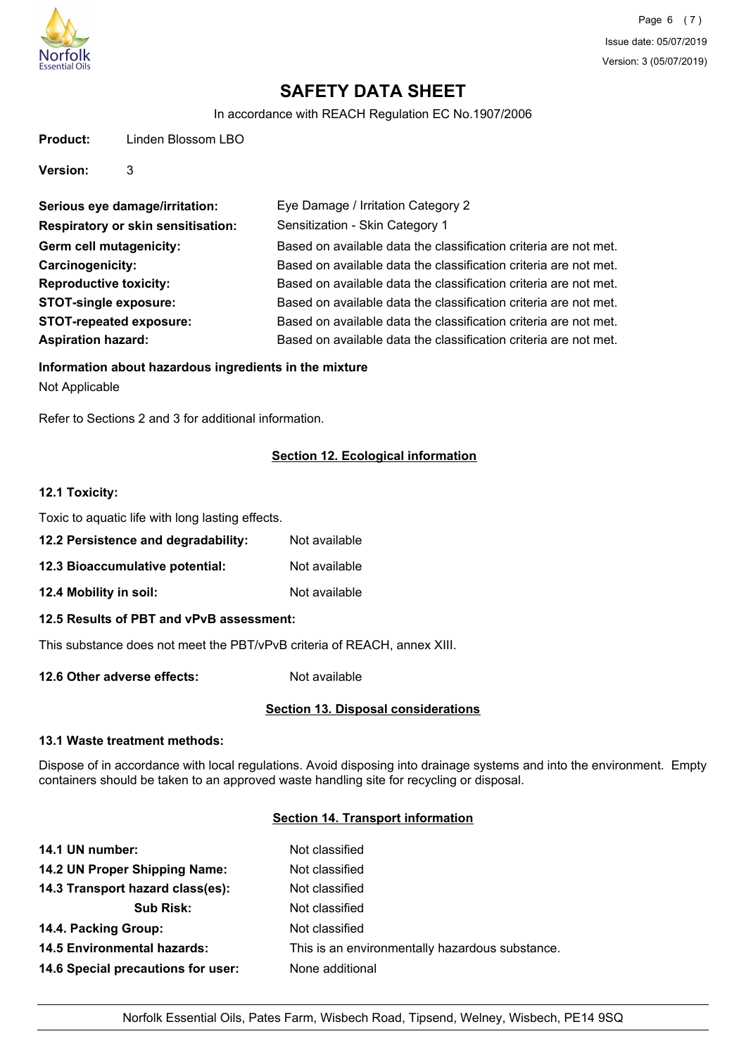# SAFETY DATA SHEET

In accordance with REACH Regulation EC No.1907/2006

**Product:** Linden Blossom LBO

**Version:** 3

| | |
|---|---|
| **Serious eye damage/irritation:** | Eye Damage / Irritation Category 2 |
| **Respiratory or skin sensitisation:** | Sensitization - Skin Category 1 |
| **Germ cell mutagenicity:** | Based on available data the classification criteria are not met. |
| **Carcinogenicity:** | Based on available data the classification criteria are not met. |
| **Reproductive toxicity:** | Based on available data the classification criteria are not met. |
| **STOT-single exposure:** | Based on available data the classification criteria are not met. |
| **STOT-repeated exposure:** | Based on available data the classification criteria are not met. |
| **Aspiration hazard:** | Based on available data the classification criteria are not met. |

**Information about hazardous ingredients in the mixture**

Not Applicable

Refer to Sections 2 and 3 for additional information.

## Section 12. Ecological information

**12.1 Toxicity:**

Toxic to aquatic life with long lasting effects.

**12.2 Persistence and degradability:** Not available

**12.3 Bioaccumulative potential:** Not available

**12.4 Mobility in soil:** Not available

**12.5 Results of PBT and vPvB assessment:**

This substance does not meet the PBT/vPvB criteria of REACH, annex XIII.

**12.6 Other adverse effects:** Not available

## Section 13. Disposal considerations

**13.1 Waste treatment methods:**

Dispose of in accordance with local regulations. Avoid disposing into drainage systems and into the environment. Empty containers should be taken to an approved waste handling site for recycling or disposal.

## Section 14. Transport information

| | |
|---|---|
| **14.1 UN number:** | Not classified |
| **14.2 UN Proper Shipping Name:** | Not classified |
| **14.3 Transport hazard class(es):** | Not classified |
| **Sub Risk:** | Not classified |
| **14.4. Packing Group:** | Not classified |
| **14.5 Environmental hazards:** | This is an environmentally hazardous substance. |
| **14.6 Special precautions for user:** | None additional |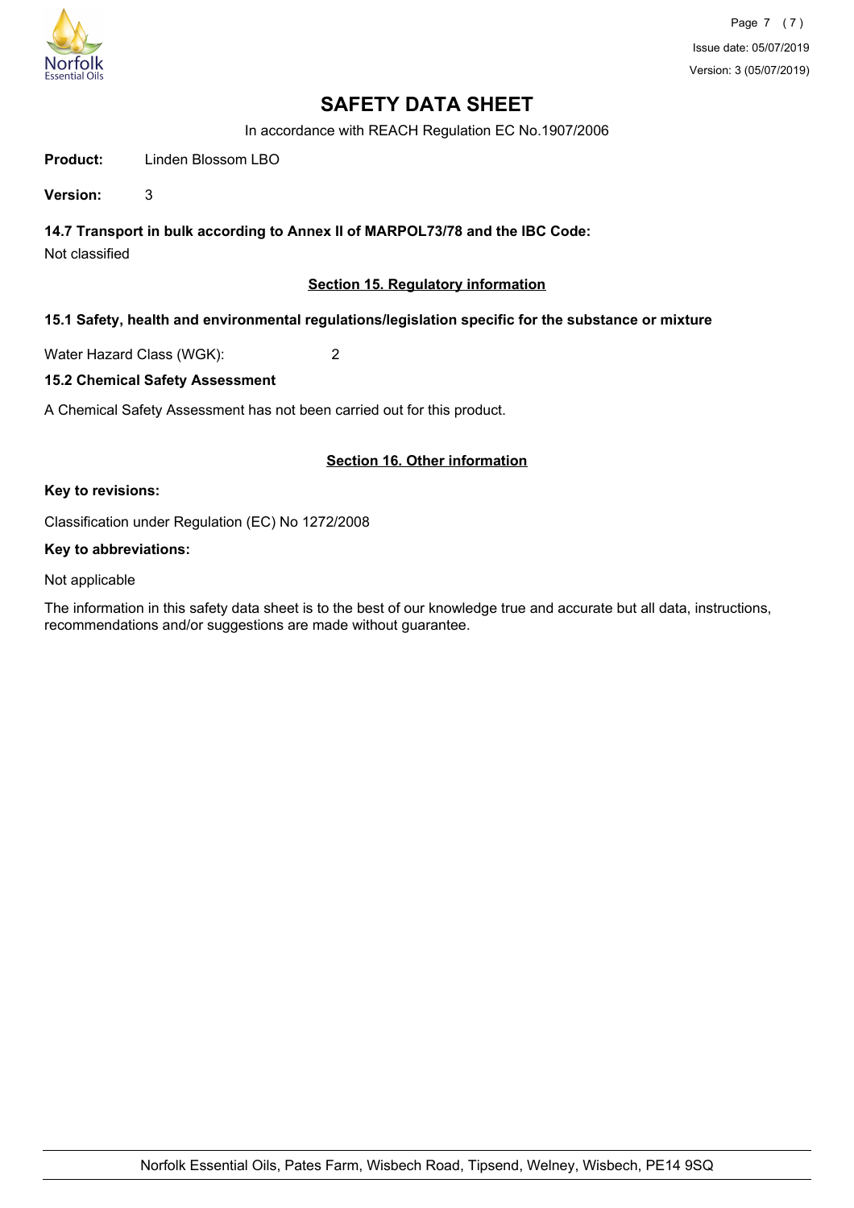**Product:** Linden Blossom LBO

**Version:** 3

### 14.7 Transport in bulk according to Annex II of MARPOL73/78 and the IBC Code:

Not classified

## Section 15. Regulatory information

### 15.1 Safety, health and environmental regulations/legislation specific for the substance or mixture

Water Hazard Class (WGK): 2

### 15.2 Chemical Safety Assessment

A Chemical Safety Assessment has not been carried out for this product.

## Section 16. Other information

**Key to revisions:**

Classification under Regulation (EC) No 1272/2008

**Key to abbreviations:**

Not applicable

The information in this safety data sheet is to the best of our knowledge true and accurate but all data, instructions, recommendations and/or suggestions are made without guarantee.